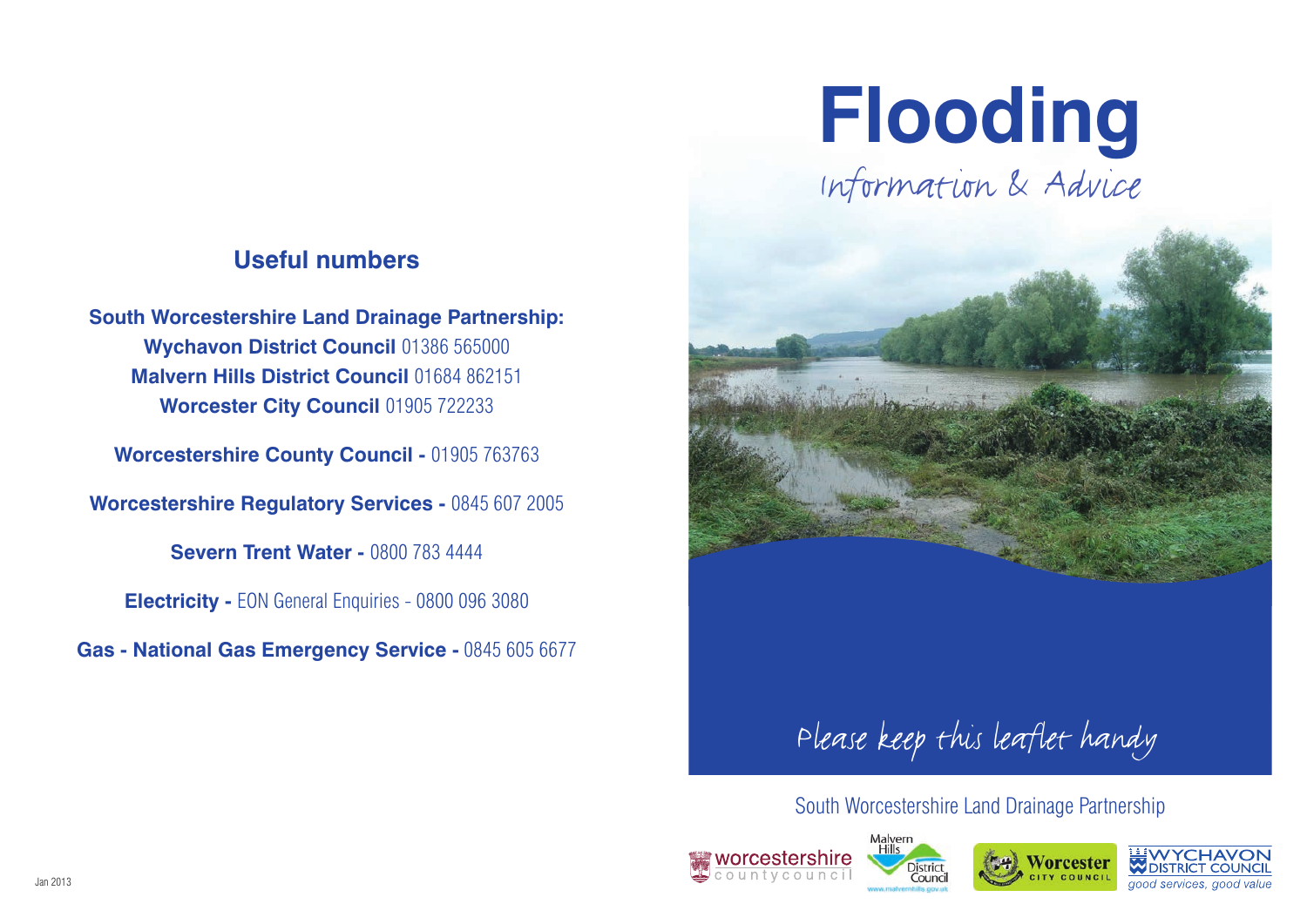# Flooding

*Information & Advice*

*Please keep this leaflet handy*

South Worcestershire Land Drainage Partnership

## Useful numbers

**South Worcestershire Land Drainage Partnership:**
**Wychavon District Council** 01386 565000
**Malvern Hills District Council** 01684 862151
**Worcester City Council** 01905 722233

**Worcestershire County Council -** 01905 763763

**Worcestershire Regulatory Services -** 0845 607 2005

**Severn Trent Water -** 0800 783 4444

**Electricity -** EON General Enquiries - 0800 096 3080

**Gas - National Gas Emergency Service -** 0845 605 6677

Jan 2013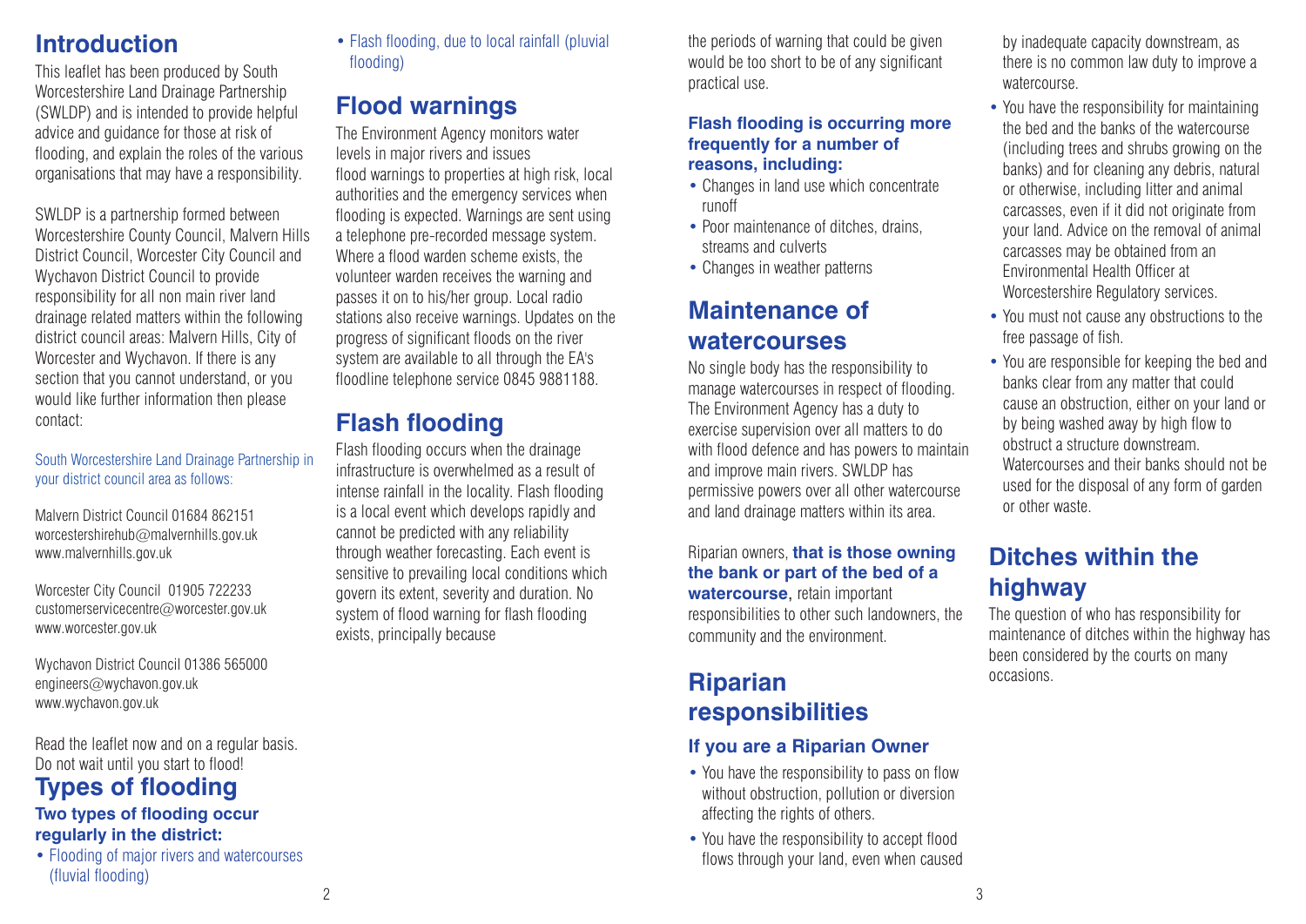## Introduction

This leaflet has been produced by South Worcestershire Land Drainage Partnership (SWLDP) and is intended to provide helpful advice and guidance for those at risk of flooding, and explain the roles of the various organisations that may have a responsibility.

SWLDP is a partnership formed between Worcestershire County Council, Malvern Hills District Council, Worcester City Council and Wychavon District Council to provide responsibility for all non main river land drainage related matters within the following district council areas: Malvern Hills, City of Worcester and Wychavon. If there is any section that you cannot understand, or you would like further information then please contact:

South Worcestershire Land Drainage Partnership in your district council area as follows:

Malvern District Council 01684 862151
worcestershirehub@malvernhills.gov.uk
www.malvernhills.gov.uk

Worcester City Council 01905 722233
customerservicecentre@worcester.gov.uk
www.worcester.gov.uk

Wychavon District Council 01386 565000
engineers@wychavon.gov.uk
www.wychavon.gov.uk

Read the leaflet now and on a regular basis. Do not wait until you start to flood!

## Types of flooding

**Two types of flooding occur regularly in the district:**

- Flooding of major rivers and watercourses (fluvial flooding)
- Flash flooding, due to local rainfall (pluvial flooding)

## Flood warnings

The Environment Agency monitors water levels in major rivers and issues flood warnings to properties at high risk, local authorities and the emergency services when flooding is expected. Warnings are sent using a telephone pre-recorded message system. Where a flood warden scheme exists, the volunteer warden receives the warning and passes it on to his/her group. Local radio stations also receive warnings. Updates on the progress of significant floods on the river system are available to all through the EA's floodline telephone service 0845 9881188.

## Flash flooding

Flash flooding occurs when the drainage infrastructure is overwhelmed as a result of intense rainfall in the locality. Flash flooding is a local event which develops rapidly and cannot be predicted with any reliability through weather forecasting. Each event is sensitive to prevailing local conditions which govern its extent, severity and duration. No system of flood warning for flash flooding exists, principally because the periods of warning that could be given would be too short to be of any significant practical use.

**Flash flooding is occurring more frequently for a number of reasons, including:**

- Changes in land use which concentrate runoff
- Poor maintenance of ditches, drains, streams and culverts
- Changes in weather patterns

## Maintenance of watercourses

No single body has the responsibility to manage watercourses in respect of flooding. The Environment Agency has a duty to exercise supervision over all matters to do with flood defence and has powers to maintain and improve main rivers. SWLDP has permissive powers over all other watercourse and land drainage matters within its area.

Riparian owners, **that is those owning the bank or part of the bed of a watercourse**, retain important responsibilities to other such landowners, the community and the environment.

## Riparian responsibilities

### If you are a Riparian Owner

- You have the responsibility to pass on flow without obstruction, pollution or diversion affecting the rights of others.
- You have the responsibility to accept flood flows through your land, even when caused by inadequate capacity downstream, as there is no common law duty to improve a watercourse.
- You have the responsibility for maintaining the bed and the banks of the watercourse (including trees and shrubs growing on the banks) and for cleaning any debris, natural or otherwise, including litter and animal carcasses, even if it did not originate from your land. Advice on the removal of animal carcasses may be obtained from an Environmental Health Officer at Worcestershire Regulatory services.
- You must not cause any obstructions to the free passage of fish.
- You are responsible for keeping the bed and banks clear from any matter that could cause an obstruction, either on your land or by being washed away by high flow to obstruct a structure downstream. Watercourses and their banks should not be used for the disposal of any form of garden or other waste.

## Ditches within the highway

The question of who has responsibility for maintenance of ditches within the highway has been considered by the courts on many occasions.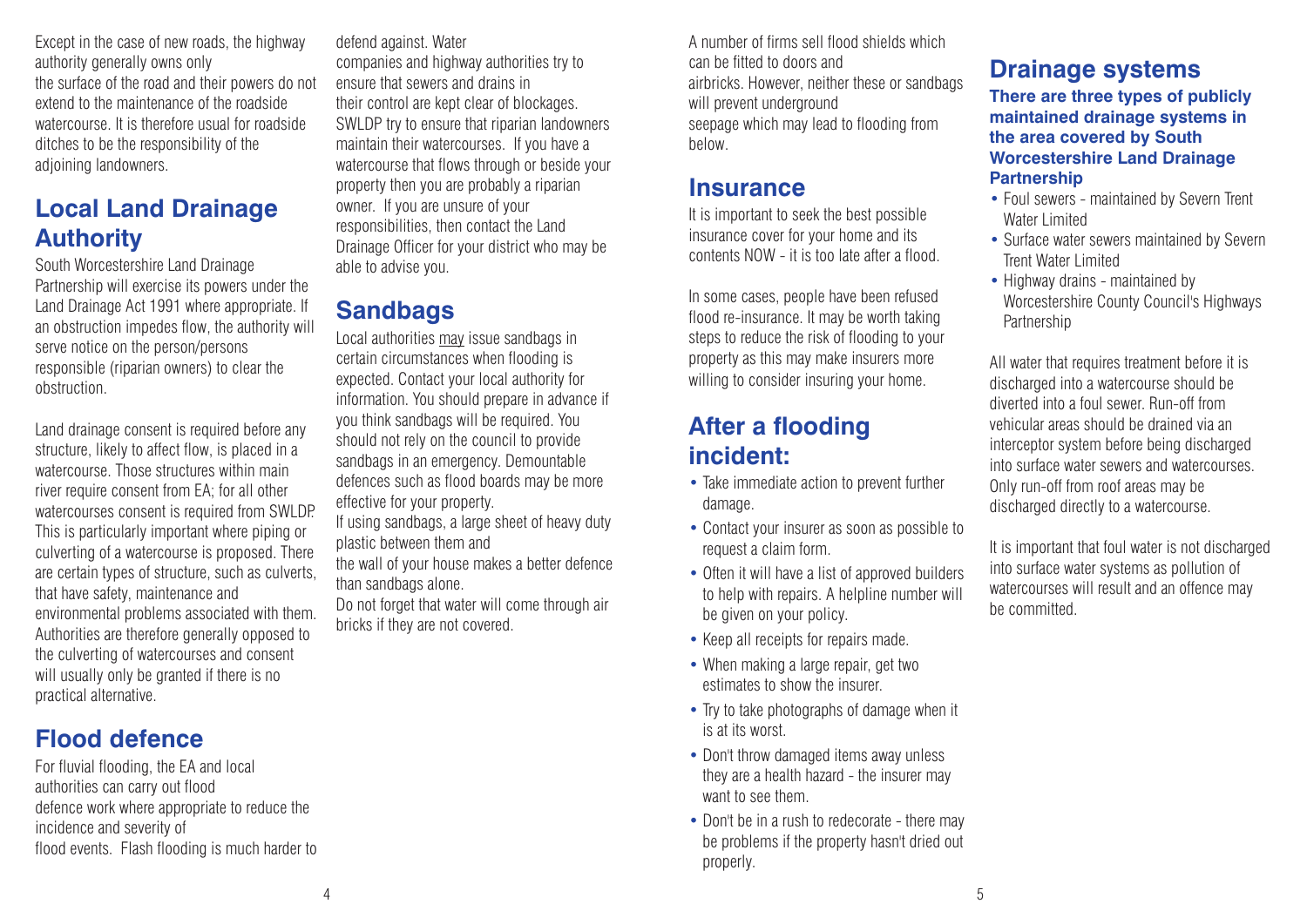Except in the case of new roads, the highway authority generally owns only the surface of the road and their powers do not extend to the maintenance of the roadside watercourse. It is therefore usual for roadside ditches to be the responsibility of the adjoining landowners.

## Local Land Drainage Authority

South Worcestershire Land Drainage Partnership will exercise its powers under the Land Drainage Act 1991 where appropriate. If an obstruction impedes flow, the authority will serve notice on the person/persons responsible (riparian owners) to clear the obstruction.

Land drainage consent is required before any structure, likely to affect flow, is placed in a watercourse. Those structures within main river require consent from EA; for all other watercourses consent is required from SWLDP. This is particularly important where piping or culverting of a watercourse is proposed. There are certain types of structure, such as culverts, that have safety, maintenance and environmental problems associated with them. Authorities are therefore generally opposed to the culverting of watercourses and consent will usually only be granted if there is no practical alternative.

## Flood defence

For fluvial flooding, the EA and local authorities can carry out flood defence work where appropriate to reduce the incidence and severity of flood events. Flash flooding is much harder to defend against. Water companies and highway authorities try to ensure that sewers and drains in their control are kept clear of blockages. SWLDP try to ensure that riparian landowners maintain their watercourses. If you have a watercourse that flows through or beside your property then you are probably a riparian owner. If you are unsure of your responsibilities, then contact the Land Drainage Officer for your district who may be able to advise you.

## Sandbags

Local authorities may issue sandbags in certain circumstances when flooding is expected. Contact your local authority for information. You should prepare in advance if you think sandbags will be required. You should not rely on the council to provide sandbags in an emergency. Demountable defences such as flood boards may be more effective for your property.

If using sandbags, a large sheet of heavy duty plastic between them and the wall of your house makes a better defence than sandbags alone.

Do not forget that water will come through air bricks if they are not covered.

A number of firms sell flood shields which can be fitted to doors and airbricks. However, neither these or sandbags will prevent underground seepage which may lead to flooding from below.

## Insurance

It is important to seek the best possible insurance cover for your home and its contents NOW - it is too late after a flood.

In some cases, people have been refused flood re-insurance. It may be worth taking steps to reduce the risk of flooding to your property as this may make insurers more willing to consider insuring your home.

## After a flooding incident:

- Take immediate action to prevent further damage.
- Contact your insurer as soon as possible to request a claim form.
- Often it will have a list of approved builders to help with repairs. A helpline number will be given on your policy.
- Keep all receipts for repairs made.
- When making a large repair, get two estimates to show the insurer.
- Try to take photographs of damage when it is at its worst.
- Don't throw damaged items away unless they are a health hazard - the insurer may want to see them.
- Don't be in a rush to redecorate - there may be problems if the property hasn't dried out properly.

## Drainage systems

**There are three types of publicly maintained drainage systems in the area covered by South Worcestershire Land Drainage Partnership**

- Foul sewers - maintained by Severn Trent Water Limited
- Surface water sewers maintained by Severn Trent Water Limited
- Highway drains - maintained by Worcestershire County Council's Highways Partnership

All water that requires treatment before it is discharged into a watercourse should be diverted into a foul sewer. Run-off from vehicular areas should be drained via an interceptor system before being discharged into surface water sewers and watercourses. Only run-off from roof areas may be discharged directly to a watercourse.

It is important that foul water is not discharged into surface water systems as pollution of watercourses will result and an offence may be committed.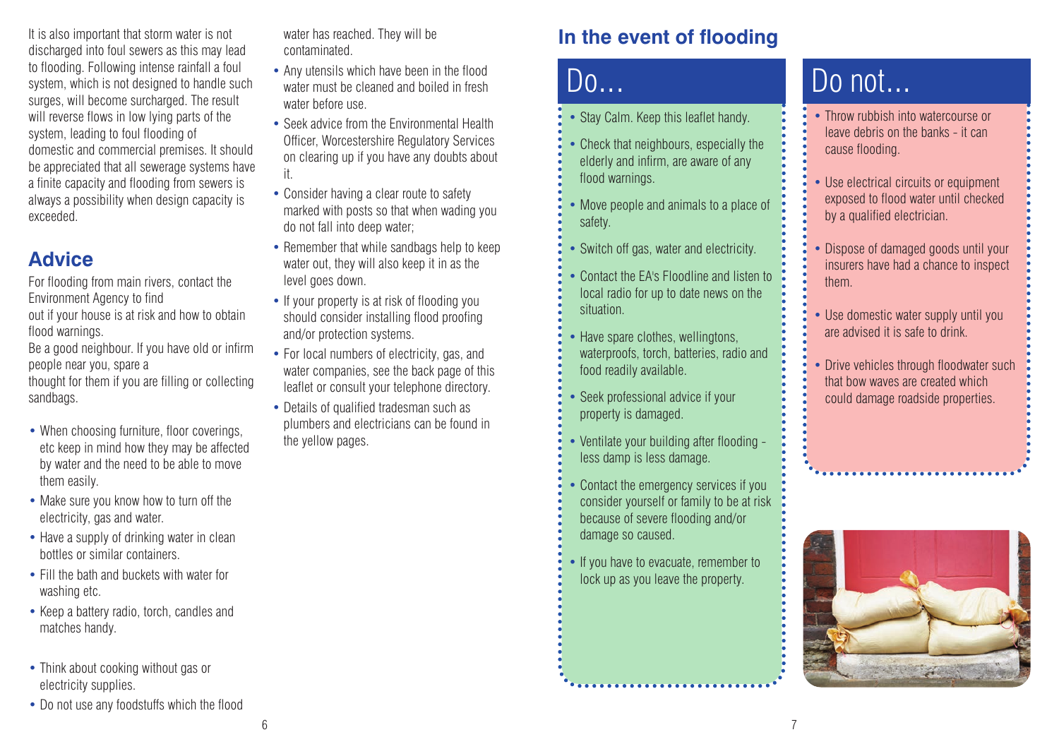It is also important that storm water is not discharged into foul sewers as this may lead to flooding. Following intense rainfall a foul system, which is not designed to handle such surges, will become surcharged. The result will reverse flows in low lying parts of the system, leading to foul flooding of domestic and commercial premises. It should be appreciated that all sewerage systems have a finite capacity and flooding from sewers is always a possibility when design capacity is exceeded.

## Advice

For flooding from main rivers, contact the Environment Agency to find out if your house is at risk and how to obtain flood warnings.

Be a good neighbour. If you have old or infirm people near you, spare a thought for them if you are filling or collecting sandbags.

- When choosing furniture, floor coverings, etc keep in mind how they may be affected by water and the need to be able to move them easily.
- Make sure you know how to turn off the electricity, gas and water.
- Have a supply of drinking water in clean bottles or similar containers.
- Fill the bath and buckets with water for washing etc.
- Keep a battery radio, torch, candles and matches handy.
- Think about cooking without gas or electricity supplies.
- Do not use any foodstuffs which the flood water has reached. They will be contaminated.
- Any utensils which have been in the flood water must be cleaned and boiled in fresh water before use.
- Seek advice from the Environmental Health Officer, Worcestershire Regulatory Services on clearing up if you have any doubts about it.
- Consider having a clear route to safety marked with posts so that when wading you do not fall into deep water;
- Remember that while sandbags help to keep water out, they will also keep it in as the level goes down.
- If your property is at risk of flooding you should consider installing flood proofing and/or protection systems.
- For local numbers of electricity, gas, and water companies, see the back page of this leaflet or consult your telephone directory.
- Details of qualified tradesman such as plumbers and electricians can be found in the yellow pages.

## In the event of flooding

### Do…

- Stay Calm. Keep this leaflet handy.
- Check that neighbours, especially the elderly and infirm, are aware of any flood warnings.
- Move people and animals to a place of safety.
- Switch off gas, water and electricity.
- Contact the EA's Floodline and listen to local radio for up to date news on the situation.
- Have spare clothes, wellingtons, waterproofs, torch, batteries, radio and food readily available.
- Seek professional advice if your property is damaged.
- Ventilate your building after flooding - less damp is less damage.
- Contact the emergency services if you consider yourself or family to be at risk because of severe flooding and/or damage so caused.
- If you have to evacuate, remember to lock up as you leave the property.

### Do not…

- Throw rubbish into watercourse or leave debris on the banks - it can cause flooding.
- Use electrical circuits or equipment exposed to flood water until checked by a qualified electrician.
- Dispose of damaged goods until your insurers have had a chance to inspect them.
- Use domestic water supply until you are advised it is safe to drink.
- Drive vehicles through floodwater such that bow waves are created which could damage roadside properties.